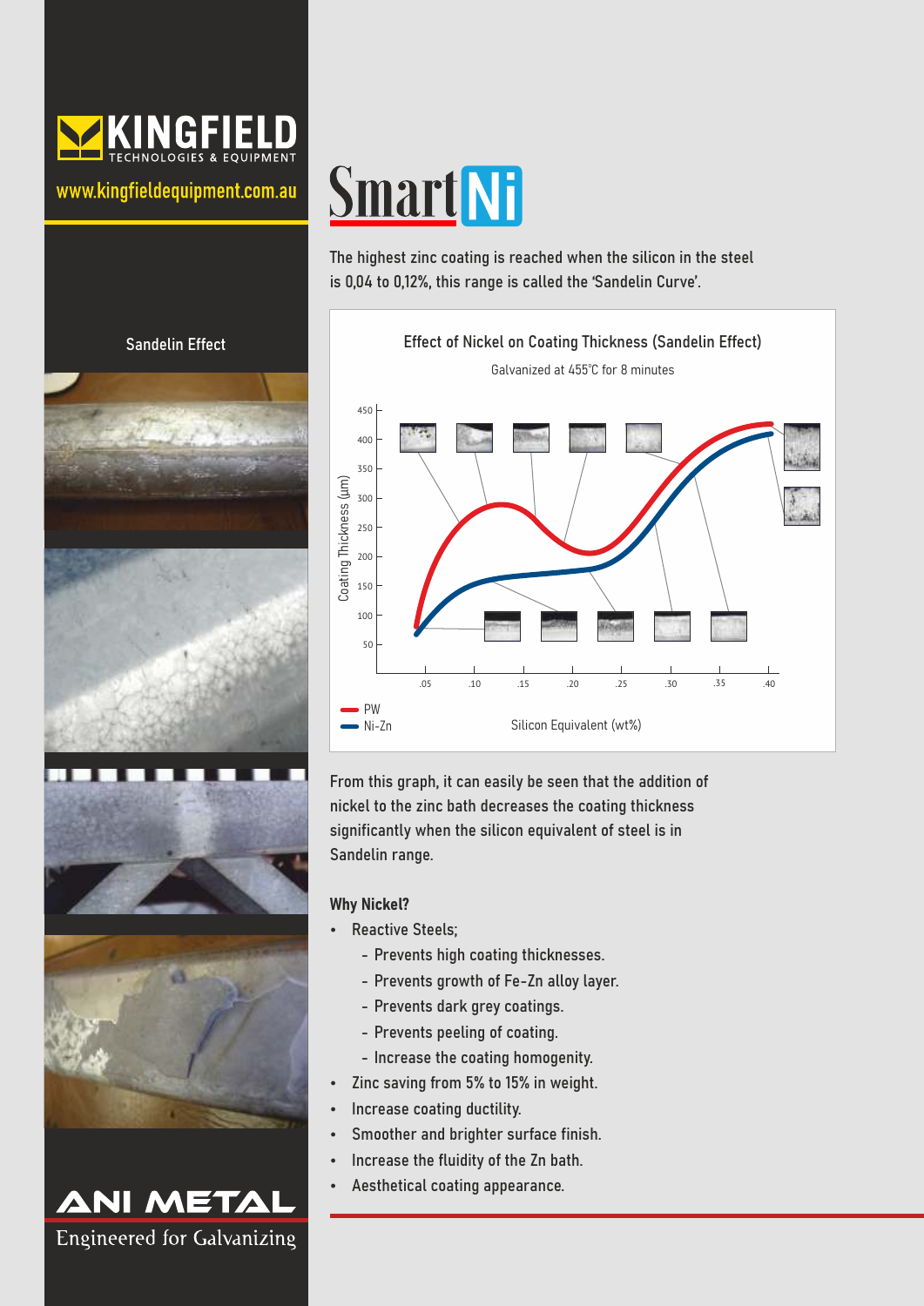KINGFIELD TECHNOLOGIES & EQUIPMENT

www.kingfieldequipment.com.au

# SmartNi

The highest zinc coating is reached when the silicon in the steel is 0,04 to 0,12%, this range is called the 'Sandelin Curve'.

Sandelin Effect

**Effect of Nickel on Coating Thickness (Sandelin Effect)**

Galvanized at 455°C for 8 minutes

Coating Thickness (µm): 50, 100, 150, 200, 250, 300, 350, 400, 450

Silicon Equivalent (wt%): .05, .10, .15, .20, .25, .30, .35, .40

PW

Ni-Zn

From this graph, it can easily be seen that the addition of nickel to the zinc bath decreases the coating thickness significantly when the silicon equivalent of steel is in Sandelin range.

### Why Nickel?

- Reactive Steels;
  - Prevents high coating thicknesses.
  - Prevents growth of Fe-Zn alloy layer.
  - Prevents dark grey coatings.
  - Prevents peeling of coating.
  - Increase the coating homogenity.
- Zinc saving from 5% to 15% in weight.
- Increase coating ductility.
- Smoother and brighter surface finish.
- Increase the fluidity of the Zn bath.
- Aesthetical coating appearance.

ANI METAL

Engineered for Galvanizing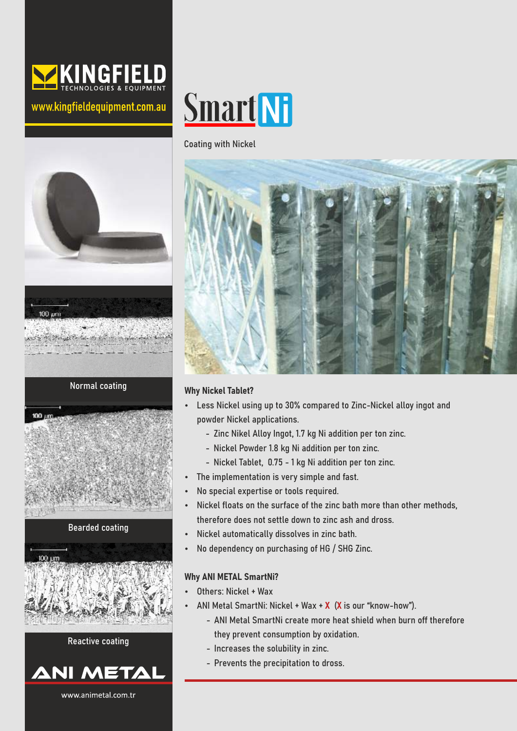KINGFIELD TECHNOLOGIES & EQUIPMENT

www.kingfieldequipment.com.au

Normal coating

Bearded coating

Reactive coating

ANI METAL

www.animetal.com.tr

# SmartNi

Coating with Nickel

### Why Nickel Tablet?

- Less Nickel using up to 30% compared to Zinc-Nickel alloy ingot and powder Nickel applications.
  - Zinc Nikel Alloy Ingot, 1.7 kg Ni addition per ton zinc.
  - Nickel Powder 1.8 kg Ni addition per ton zinc.
  - Nickel Tablet, 0.75 - 1 kg Ni addition per ton zinc.
- The implementation is very simple and fast.
- No special expertise or tools required.
- Nickel floats on the surface of the zinc bath more than other methods, therefore does not settle down to zinc ash and dross.
- Nickel automatically dissolves in zinc bath.
- No dependency on purchasing of HG / SHG Zinc.

### Why ANI METAL SmartNi?

- Others: Nickel + Wax
- ANI Metal SmartNi: Nickel + Wax + **X** (**X** is our "know-how").
  - ANI Metal SmartNi create more heat shield when burn off therefore they prevent consumption by oxidation.
  - Increases the solubility in zinc.
  - Prevents the precipitation to dross.